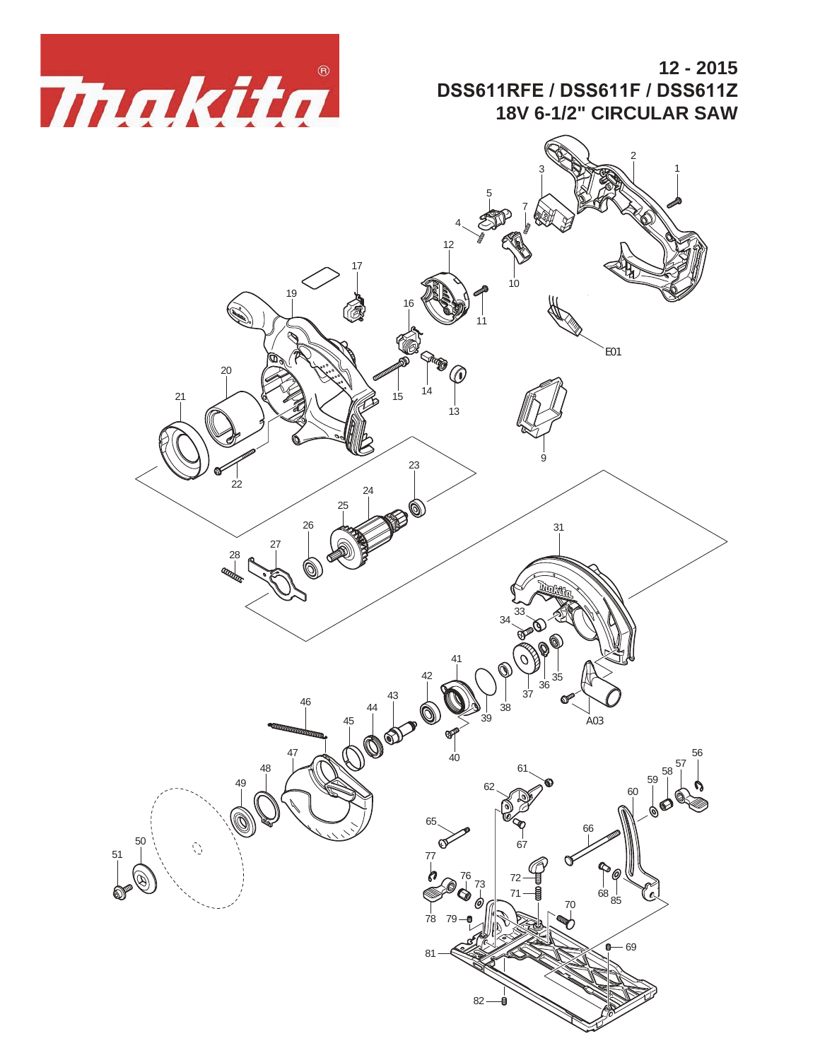# 12 - 2015

## DSS611RFE / DSS611F / DSS611Z

## 18V 6-1/2" CIRCULAR SAW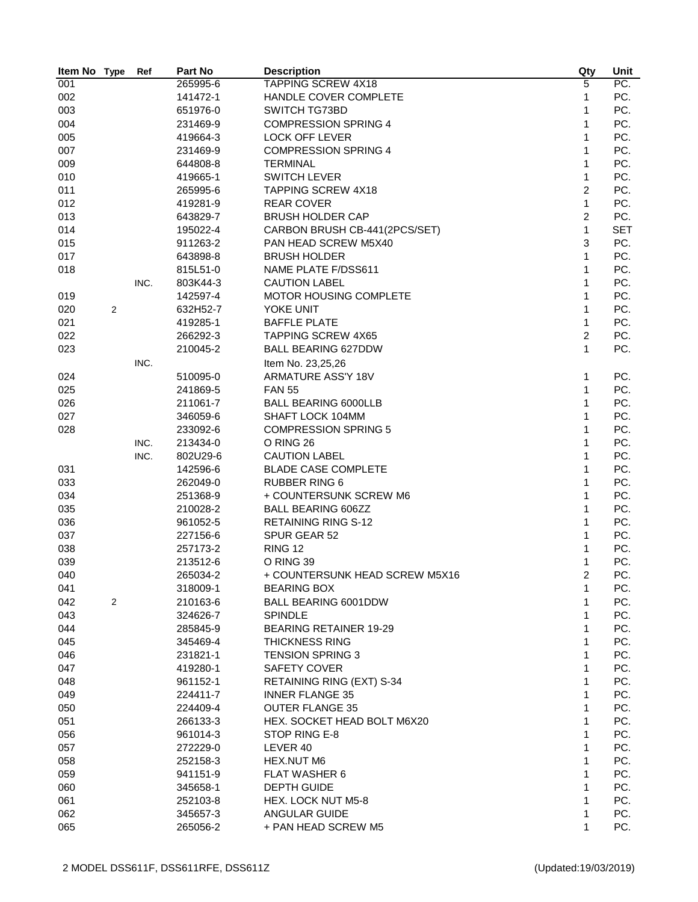| Item No | Type | Ref | Part No | Description | Qty | Unit |
|---|---|---|---|---|---|---|
| 001 | | | 265995-6 | TAPPING SCREW 4X18 | 5 | PC. |
| 002 | | | 141472-1 | HANDLE COVER COMPLETE | 1 | PC. |
| 003 | | | 651976-0 | SWITCH TG73BD | 1 | PC. |
| 004 | | | 231469-9 | COMPRESSION SPRING 4 | 1 | PC. |
| 005 | | | 419664-3 | LOCK OFF LEVER | 1 | PC. |
| 007 | | | 231469-9 | COMPRESSION SPRING 4 | 1 | PC. |
| 009 | | | 644808-8 | TERMINAL | 1 | PC. |
| 010 | | | 419665-1 | SWITCH LEVER | 1 | PC. |
| 011 | | | 265995-6 | TAPPING SCREW 4X18 | 2 | PC. |
| 012 | | | 419281-9 | REAR COVER | 1 | PC. |
| 013 | | | 643829-7 | BRUSH HOLDER CAP | 2 | PC. |
| 014 | | | 195022-4 | CARBON BRUSH CB-441(2PCS/SET) | 1 | SET |
| 015 | | | 911263-2 | PAN HEAD SCREW M5X40 | 3 | PC. |
| 017 | | | 643898-8 | BRUSH HOLDER | 1 | PC. |
| 018 | | | 815L51-0 | NAME PLATE F/DSS611 | 1 | PC. |
| | | INC. | 803K44-3 | CAUTION LABEL | 1 | PC. |
| 019 | | | 142597-4 | MOTOR HOUSING COMPLETE | 1 | PC. |
| 020 | 2 | | 632H52-7 | YOKE UNIT | 1 | PC. |
| 021 | | | 419285-1 | BAFFLE PLATE | 1 | PC. |
| 022 | | | 266292-3 | TAPPING SCREW 4X65 | 2 | PC. |
| 023 | | | 210045-2 | BALL BEARING 627DDW | 1 | PC. |
| | | INC. | | Item No. 23,25,26 | | |
| 024 | | | 510095-0 | ARMATURE ASS'Y 18V | 1 | PC. |
| 025 | | | 241869-5 | FAN 55 | 1 | PC. |
| 026 | | | 211061-7 | BALL BEARING 6000LLB | 1 | PC. |
| 027 | | | 346059-6 | SHAFT LOCK 104MM | 1 | PC. |
| 028 | | | 233092-6 | COMPRESSION SPRING 5 | 1 | PC. |
| | | INC. | 213434-0 | O RING 26 | 1 | PC. |
| | | INC. | 802U29-6 | CAUTION LABEL | 1 | PC. |
| 031 | | | 142596-6 | BLADE CASE COMPLETE | 1 | PC. |
| 033 | | | 262049-0 | RUBBER RING 6 | 1 | PC. |
| 034 | | | 251368-9 | + COUNTERSUNK SCREW M6 | 1 | PC. |
| 035 | | | 210028-2 | BALL BEARING 606ZZ | 1 | PC. |
| 036 | | | 961052-5 | RETAINING RING S-12 | 1 | PC. |
| 037 | | | 227156-6 | SPUR GEAR 52 | 1 | PC. |
| 038 | | | 257173-2 | RING 12 | 1 | PC. |
| 039 | | | 213512-6 | O RING 39 | 1 | PC. |
| 040 | | | 265034-2 | + COUNTERSUNK HEAD SCREW M5X16 | 2 | PC. |
| 041 | | | 318009-1 | BEARING BOX | 1 | PC. |
| 042 | 2 | | 210163-6 | BALL BEARING 6001DDW | 1 | PC. |
| 043 | | | 324626-7 | SPINDLE | 1 | PC. |
| 044 | | | 285845-9 | BEARING RETAINER 19-29 | 1 | PC. |
| 045 | | | 345469-4 | THICKNESS RING | 1 | PC. |
| 046 | | | 231821-1 | TENSION SPRING 3 | 1 | PC. |
| 047 | | | 419280-1 | SAFETY COVER | 1 | PC. |
| 048 | | | 961152-1 | RETAINING RING (EXT) S-34 | 1 | PC. |
| 049 | | | 224411-7 | INNER FLANGE 35 | 1 | PC. |
| 050 | | | 224409-4 | OUTER FLANGE 35 | 1 | PC. |
| 051 | | | 266133-3 | HEX. SOCKET HEAD BOLT M6X20 | 1 | PC. |
| 056 | | | 961014-3 | STOP RING E-8 | 1 | PC. |
| 057 | | | 272229-0 | LEVER 40 | 1 | PC. |
| 058 | | | 252158-3 | HEX.NUT M6 | 1 | PC. |
| 059 | | | 941151-9 | FLAT WASHER 6 | 1 | PC. |
| 060 | | | 345658-1 | DEPTH GUIDE | 1 | PC. |
| 061 | | | 252103-8 | HEX. LOCK NUT M5-8 | 1 | PC. |
| 062 | | | 345657-3 | ANGULAR GUIDE | 1 | PC. |
| 065 | | | 265056-2 | + PAN HEAD SCREW M5 | 1 | PC. |

MODEL DSS611F, DSS611RFE, DSS611Z (Updated:19/03/2019)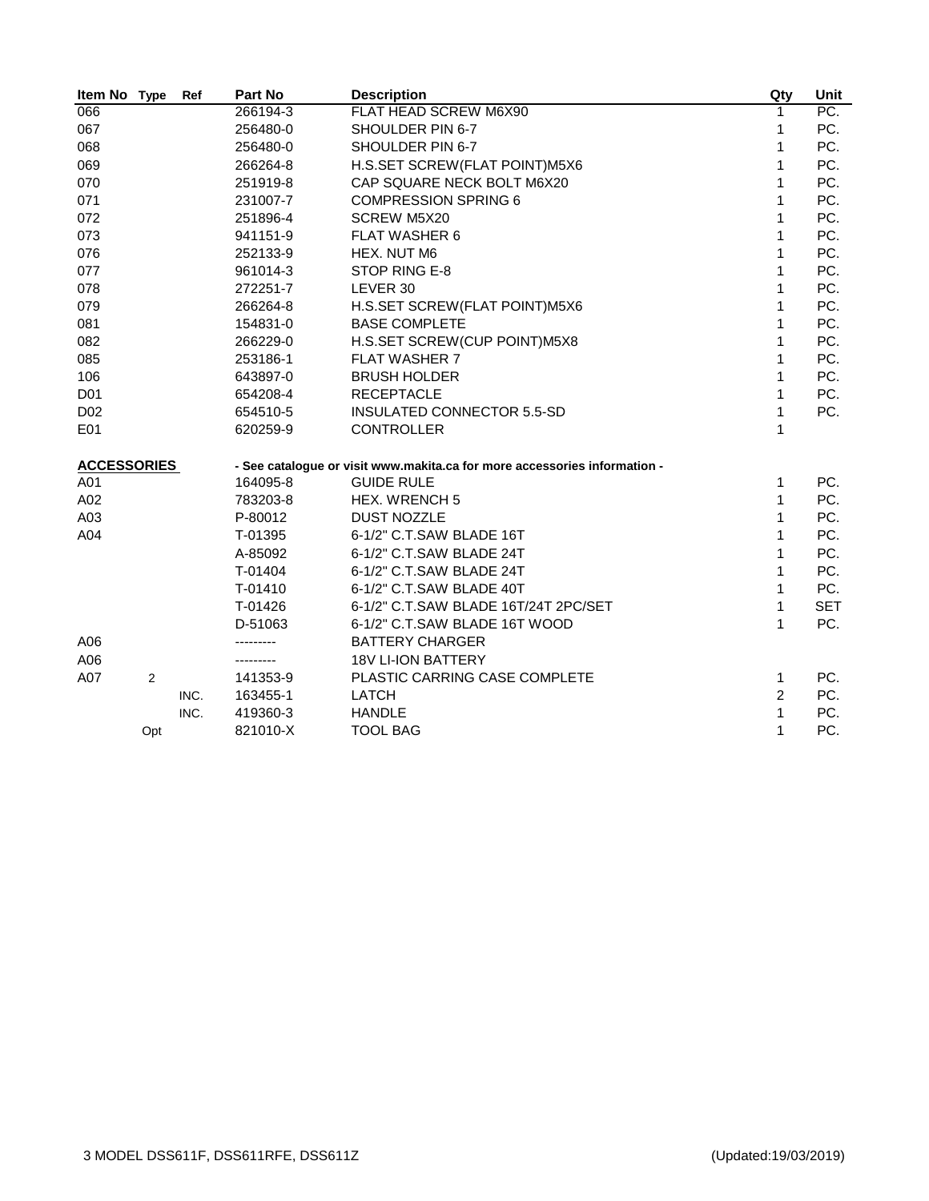| Item No | Type | Ref | Part No | Description | Qty | Unit |
|---|---|---|---|---|---|---|
| 066 | | | 266194-3 | FLAT HEAD SCREW M6X90 | 1 | PC. |
| 067 | | | 256480-0 | SHOULDER PIN 6-7 | 1 | PC. |
| 068 | | | 256480-0 | SHOULDER PIN 6-7 | 1 | PC. |
| 069 | | | 266264-8 | H.S.SET SCREW(FLAT POINT)M5X6 | 1 | PC. |
| 070 | | | 251919-8 | CAP SQUARE NECK BOLT M6X20 | 1 | PC. |
| 071 | | | 231007-7 | COMPRESSION SPRING 6 | 1 | PC. |
| 072 | | | 251896-4 | SCREW M5X20 | 1 | PC. |
| 073 | | | 941151-9 | FLAT WASHER 6 | 1 | PC. |
| 076 | | | 252133-9 | HEX. NUT M6 | 1 | PC. |
| 077 | | | 961014-3 | STOP RING E-8 | 1 | PC. |
| 078 | | | 272251-7 | LEVER 30 | 1 | PC. |
| 079 | | | 266264-8 | H.S.SET SCREW(FLAT POINT)M5X6 | 1 | PC. |
| 081 | | | 154831-0 | BASE COMPLETE | 1 | PC. |
| 082 | | | 266229-0 | H.S.SET SCREW(CUP POINT)M5X8 | 1 | PC. |
| 085 | | | 253186-1 | FLAT WASHER 7 | 1 | PC. |
| 106 | | | 643897-0 | BRUSH HOLDER | 1 | PC. |
| D01 | | | 654208-4 | RECEPTACLE | 1 | PC. |
| D02 | | | 654510-5 | INSULATED CONNECTOR 5.5-SD | 1 | PC. |
| E01 | | | 620259-9 | CONTROLLER | 1 | |
| **ACCESSORIES** | | | | **- See catalogue or visit www.makita.ca for more accessories information -** | | |
| A01 | | | 164095-8 | GUIDE RULE | 1 | PC. |
| A02 | | | 783203-8 | HEX. WRENCH 5 | 1 | PC. |
| A03 | | | P-80012 | DUST NOZZLE | 1 | PC. |
| A04 | | | T-01395 | 6-1/2" C.T.SAW BLADE 16T | 1 | PC. |
| | | | A-85092 | 6-1/2" C.T.SAW BLADE 24T | 1 | PC. |
| | | | T-01404 | 6-1/2" C.T.SAW BLADE 24T | 1 | PC. |
| | | | T-01410 | 6-1/2" C.T.SAW BLADE 40T | 1 | PC. |
| | | | T-01426 | 6-1/2" C.T.SAW BLADE 16T/24T 2PC/SET | 1 | SET |
| | | | D-51063 | 6-1/2" C.T.SAW BLADE 16T WOOD | 1 | PC. |
| A06 | | | --------- | BATTERY CHARGER | | |
| A06 | | | --------- | 18V LI-ION BATTERY | | |
| A07 | 2 | | 141353-9 | PLASTIC CARRING CASE COMPLETE | 1 | PC. |
| | | INC. | 163455-1 | LATCH | 2 | PC. |
| | | INC. | 419360-3 | HANDLE | 1 | PC. |
| | Opt | | 821010-X | TOOL BAG | 1 | PC. |

3 MODEL DSS611F, DSS611RFE, DSS611Z (Updated:19/03/2019)